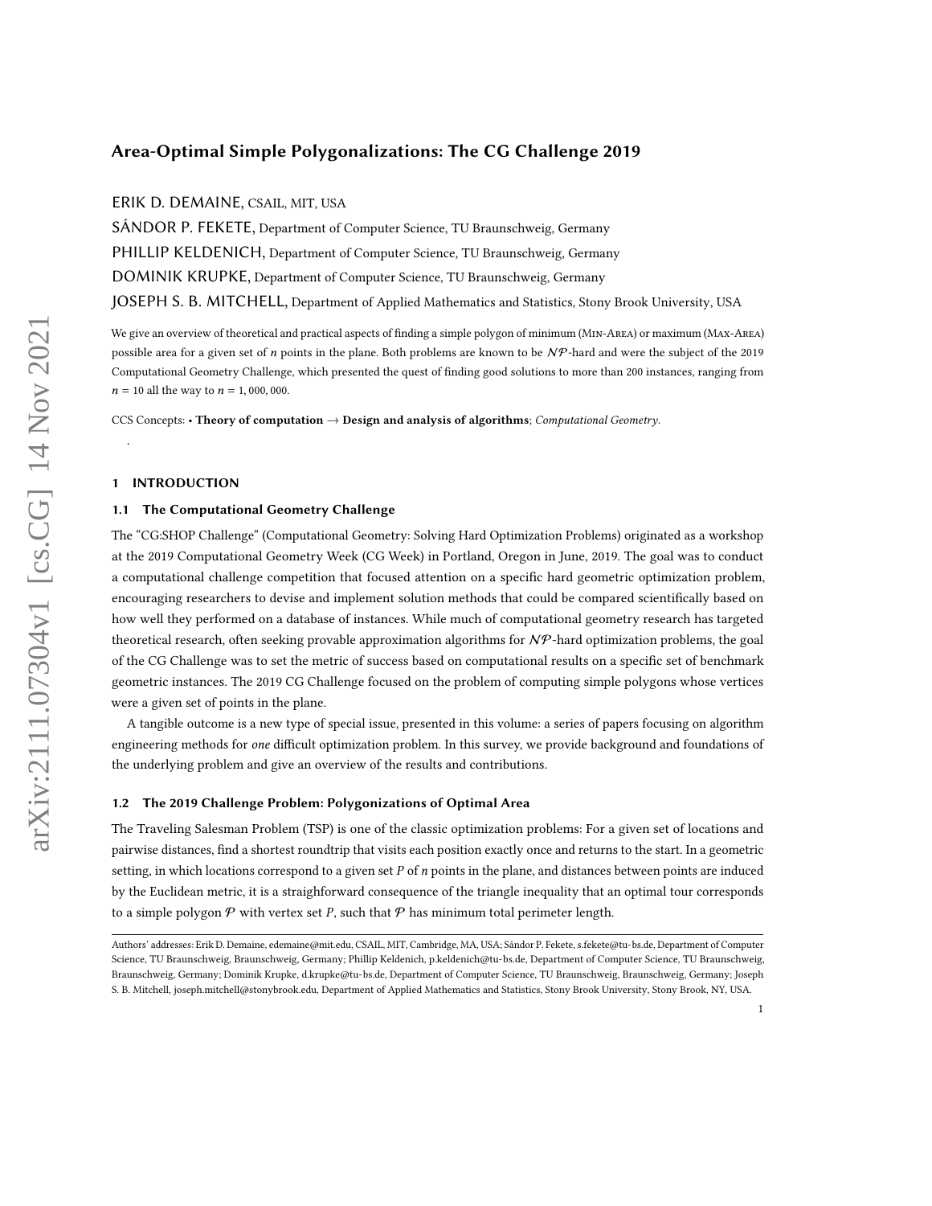# Area-Optimal Simple Polygonalizations: The CG Challenge 2019

ERIK D. DEMAINE, CSAIL, MIT, USA

SÁNDOR P. FEKETE, Department of Computer Science, TU Braunschweig, Germany

PHILLIP KELDENICH, Department of Computer Science, TU Braunschweig, Germany

DOMINIK KRUPKE, Department of Computer Science, TU Braunschweig, Germany

JOSEPH S. B. MITCHELL, Department of Applied Mathematics and Statistics, Stony Brook University, USA

We give an overview of theoretical and practical aspects of finding a simple polygon of minimum (Min-Area) or maximum (Max-Area) possible area for a given set of $n$ points in the plane. Both problems are known to be $\mathcal{NP}$-hard and were the subject of the 2019 Computational Geometry Challenge, which presented the quest of finding good solutions to more than 200 instances, ranging from $n = 10$ all the way to $n = 1,000,000$.

CCS Concepts: • **Theory of computation** → **Design and analysis of algorithms**; *Computational Geometry*.

## 1 INTRODUCTION

### 1.1 The Computational Geometry Challenge

The "CG:SHOP Challenge" (Computational Geometry: Solving Hard Optimization Problems) originated as a workshop at the 2019 Computational Geometry Week (CG Week) in Portland, Oregon in June, 2019. The goal was to conduct a computational challenge competition that focused attention on a specific hard geometric optimization problem, encouraging researchers to devise and implement solution methods that could be compared scientifically based on how well they performed on a database of instances. While much of computational geometry research has targeted theoretical research, often seeking provable approximation algorithms for $\mathcal{NP}$-hard optimization problems, the goal of the CG Challenge was to set the metric of success based on computational results on a specific set of benchmark geometric instances. The 2019 CG Challenge focused on the problem of computing simple polygons whose vertices were a given set of points in the plane.

A tangible outcome is a new type of special issue, presented in this volume: a series of papers focusing on algorithm engineering methods for *one* difficult optimization problem. In this survey, we provide background and foundations of the underlying problem and give an overview of the results and contributions.

### 1.2 The 2019 Challenge Problem: Polygonizations of Optimal Area

The Traveling Salesman Problem (TSP) is one of the classic optimization problems: For a given set of locations and pairwise distances, find a shortest roundtrip that visits each position exactly once and returns to the start. In a geometric setting, in which locations correspond to a given set $P$ of $n$ points in the plane, and distances between points are induced by the Euclidean metric, it is a straighforward consequence of the triangle inequality that an optimal tour corresponds to a simple polygon $\mathcal{P}$ with vertex set $P$, such that $\mathcal{P}$ has minimum total perimeter length.

---

Authors' addresses: Erik D. Demaine, edemaine@mit.edu, CSAIL, MIT, Cambridge, MA, USA; Sándor P. Fekete, s.fekete@tu-bs.de, Department of Computer Science, TU Braunschweig, Braunschweig, Germany; Phillip Keldenich, p.keldenich@tu-bs.de, Department of Computer Science, TU Braunschweig, Braunschweig, Germany; Dominik Krupke, d.krupke@tu-bs.de, Department of Computer Science, TU Braunschweig, Braunschweig, Germany; Joseph S. B. Mitchell, joseph.mitchell@stonybrook.edu, Department of Applied Mathematics and Statistics, Stony Brook University, Stony Brook, NY, USA.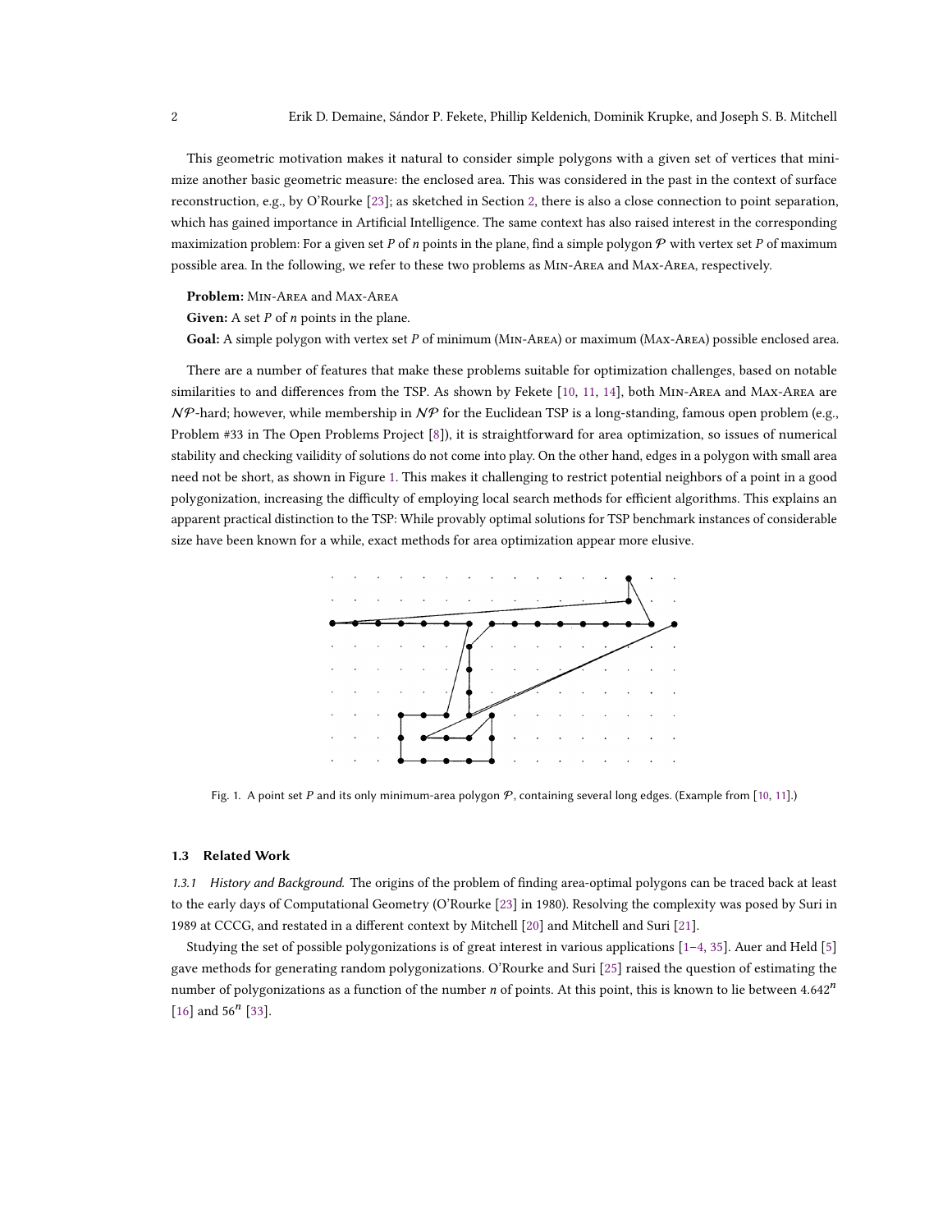This geometric motivation makes it natural to consider simple polygons with a given set of vertices that minimize another basic geometric measure: the enclosed area. This was considered in the past in the context of surface reconstruction, e.g., by O'Rourke [23]; as sketched in Section 2, there is also a close connection to point separation, which has gained importance in Artificial Intelligence. The same context has also raised interest in the corresponding maximization problem: For a given set $P$ of $n$ points in the plane, find a simple polygon $\mathcal{P}$ with vertex set $P$ of maximum possible area. In the following, we refer to these two problems as Min-Area and Max-Area, respectively.

**Problem:** Min-Area and Max-Area

**Given:** A set $P$ of $n$ points in the plane.

**Goal:** A simple polygon with vertex set $P$ of minimum (Min-Area) or maximum (Max-Area) possible enclosed area.

There are a number of features that make these problems suitable for optimization challenges, based on notable similarities to and differences from the TSP. As shown by Fekete [10, 11, 14], both Min-Area and Max-Area are $\mathcal{NP}$-hard; however, while membership in $\mathcal{NP}$ for the Euclidean TSP is a long-standing, famous open problem (e.g., Problem #33 in The Open Problems Project [8]), it is straightforward for area optimization, so issues of numerical stability and checking vailidity of solutions do not come into play. On the other hand, edges in a polygon with small area need not be short, as shown in Figure 1. This makes it challenging to restrict potential neighbors of a point in a good polygonization, increasing the difficulty of employing local search methods for efficient algorithms. This explains an apparent practical distinction to the TSP: While provably optimal solutions for TSP benchmark instances of considerable size have been known for a while, exact methods for area optimization appear more elusive.

Fig. 1. A point set $P$ and its only minimum-area polygon $\mathcal{P}$, containing several long edges. (Example from [10, 11].)

### 1.3 Related Work

*1.3.1 History and Background.* The origins of the problem of finding area-optimal polygons can be traced back at least to the early days of Computational Geometry (O'Rourke [23] in 1980). Resolving the complexity was posed by Suri in 1989 at CCCG, and restated in a different context by Mitchell [20] and Mitchell and Suri [21].

Studying the set of possible polygonizations is of great interest in various applications [1–4, 35]. Auer and Held [5] gave methods for generating random polygonizations. O'Rourke and Suri [25] raised the question of estimating the number of polygonizations as a function of the number $n$ of points. At this point, this is known to lie between $4.642^n$ [16] and $56^n$ [33].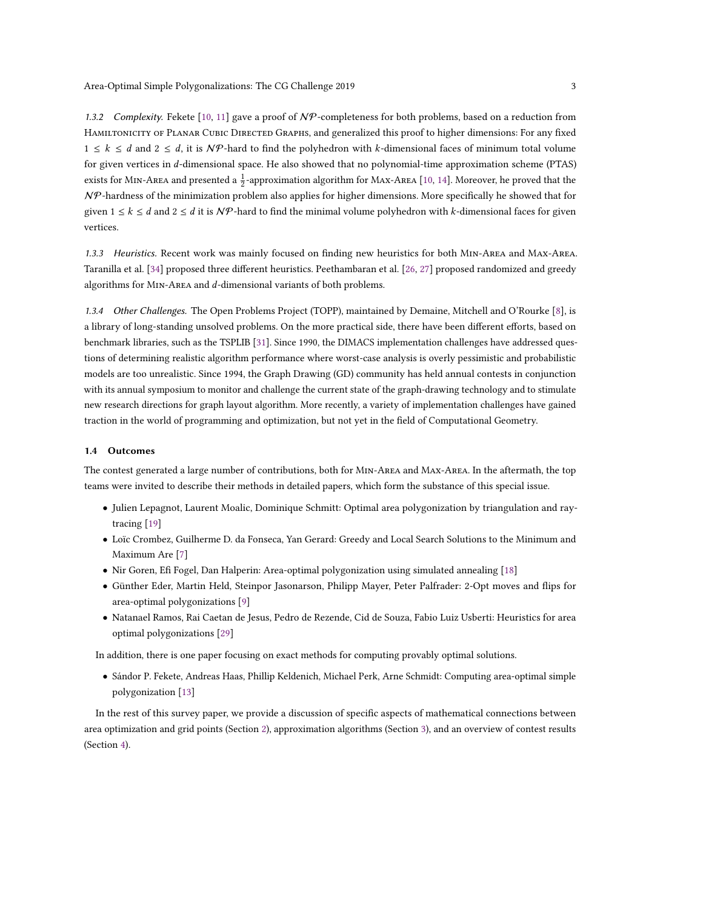*1.3.2 Complexity.* Fekete [10, 11] gave a proof of $\mathcal{NP}$-completeness for both problems, based on a reduction from Hamiltonicity of Planar Cubic Directed Graphs, and generalized this proof to higher dimensions: For any fixed $1 \leq k \leq d$ and $2 \leq d$, it is $\mathcal{NP}$-hard to find the polyhedron with $k$-dimensional faces of minimum total volume for given vertices in $d$-dimensional space. He also showed that no polynomial-time approximation scheme (PTAS) exists for Min-Area and presented a $\frac{1}{2}$-approximation algorithm for Max-Area [10, 14]. Moreover, he proved that the $\mathcal{NP}$-hardness of the minimization problem also applies for higher dimensions. More specifically he showed that for given $1 \leq k \leq d$ and $2 \leq d$ it is $\mathcal{NP}$-hard to find the minimal volume polyhedron with $k$-dimensional faces for given vertices.

*1.3.3 Heuristics.* Recent work was mainly focused on finding new heuristics for both Min-Area and Max-Area. Taranilla et al. [34] proposed three different heuristics. Peethambaran et al. [26, 27] proposed randomized and greedy algorithms for Min-Area and $d$-dimensional variants of both problems.

*1.3.4 Other Challenges.* The Open Problems Project (TOPP), maintained by Demaine, Mitchell and O'Rourke [8], is a library of long-standing unsolved problems. On the more practical side, there have been different efforts, based on benchmark libraries, such as the TSPLIB [31]. Since 1990, the DIMACS implementation challenges have addressed questions of determining realistic algorithm performance where worst-case analysis is overly pessimistic and probabilistic models are too unrealistic. Since 1994, the Graph Drawing (GD) community has held annual contests in conjunction with its annual symposium to monitor and challenge the current state of the graph-drawing technology and to stimulate new research directions for graph layout algorithm. More recently, a variety of implementation challenges have gained traction in the world of programming and optimization, but not yet in the field of Computational Geometry.

### 1.4 Outcomes

The contest generated a large number of contributions, both for Min-Area and Max-Area. In the aftermath, the top teams were invited to describe their methods in detailed papers, which form the substance of this special issue.

- Julien Lepagnot, Laurent Moalic, Dominique Schmitt: Optimal area polygonization by triangulation and ray-tracing [19]
- Loïc Crombez, Guilherme D. da Fonseca, Yan Gerard: Greedy and Local Search Solutions to the Minimum and Maximum Are [7]
- Nir Goren, Efi Fogel, Dan Halperin: Area-optimal polygonization using simulated annealing [18]
- Günther Eder, Martin Held, Steinpor Jasonarson, Philipp Mayer, Peter Palfrader: 2-Opt moves and flips for area-optimal polygonizations [9]
- Natanael Ramos, Rai Caetan de Jesus, Pedro de Rezende, Cid de Souza, Fabio Luiz Usberti: Heuristics for area optimal polygonizations [29]

In addition, there is one paper focusing on exact methods for computing provably optimal solutions.

- Sándor P. Fekete, Andreas Haas, Phillip Keldenich, Michael Perk, Arne Schmidt: Computing area-optimal simple polygonization [13]

In the rest of this survey paper, we provide a discussion of specific aspects of mathematical connections between area optimization and grid points (Section 2), approximation algorithms (Section 3), and an overview of contest results (Section 4).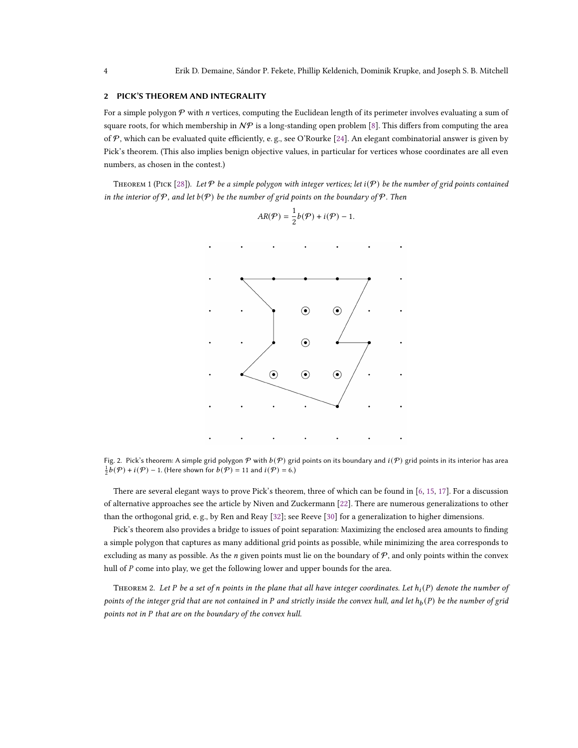## 2 PICK'S THEOREM AND INTEGRALITY

For a simple polygon $\mathcal{P}$ with $n$ vertices, computing the Euclidean length of its perimeter involves evaluating a sum of square roots, for which membership in $\mathcal{NP}$ is a long-standing open problem [8]. This differs from computing the area of $\mathcal{P}$, which can be evaluated quite efficiently, e. g., see O'Rourke [24]. An elegant combinatorial answer is given by Pick's theorem. (This also implies benign objective values, in particular for vertices whose coordinates are all even numbers, as chosen in the contest.)

Theorem 1 (Pick [28]). *Let $\mathcal{P}$ be a simple polygon with integer vertices; let $i(\mathcal{P})$ be the number of grid points contained in the interior of $\mathcal{P}$, and let $b(\mathcal{P})$ be the number of grid points on the boundary of $\mathcal{P}$. Then*

$$AR(\mathcal{P}) = \frac{1}{2}b(\mathcal{P}) + i(\mathcal{P}) - 1.$$

Fig. 2. Pick's theorem: A simple grid polygon $\mathcal{P}$ with $b(\mathcal{P})$ grid points on its boundary and $i(\mathcal{P})$ grid points in its interior has area $\frac{1}{2}b(\mathcal{P}) + i(\mathcal{P}) - 1$. (Here shown for $b(\mathcal{P}) = 11$ and $i(\mathcal{P}) = 6$.)

There are several elegant ways to prove Pick's theorem, three of which can be found in [6, 15, 17]. For a discussion of alternative approaches see the article by Niven and Zuckermann [22]. There are numerous generalizations to other than the orthogonal grid, e. g., by Ren and Reay [32]; see Reeve [30] for a generalization to higher dimensions.

Pick's theorem also provides a bridge to issues of point separation: Maximizing the enclosed area amounts to finding a simple polygon that captures as many additional grid points as possible, while minimizing the area corresponds to excluding as many as possible. As the $n$ given points must lie on the boundary of $\mathcal{P}$, and only points within the convex hull of $P$ come into play, we get the following lower and upper bounds for the area.

Theorem 2. *Let $P$ be a set of $n$ points in the plane that all have integer coordinates. Let $h_i(P)$ denote the number of points of the integer grid that are not contained in $P$ and strictly inside the convex hull, and let $h_b(P)$ be the number of grid points not in $P$ that are on the boundary of the convex hull.*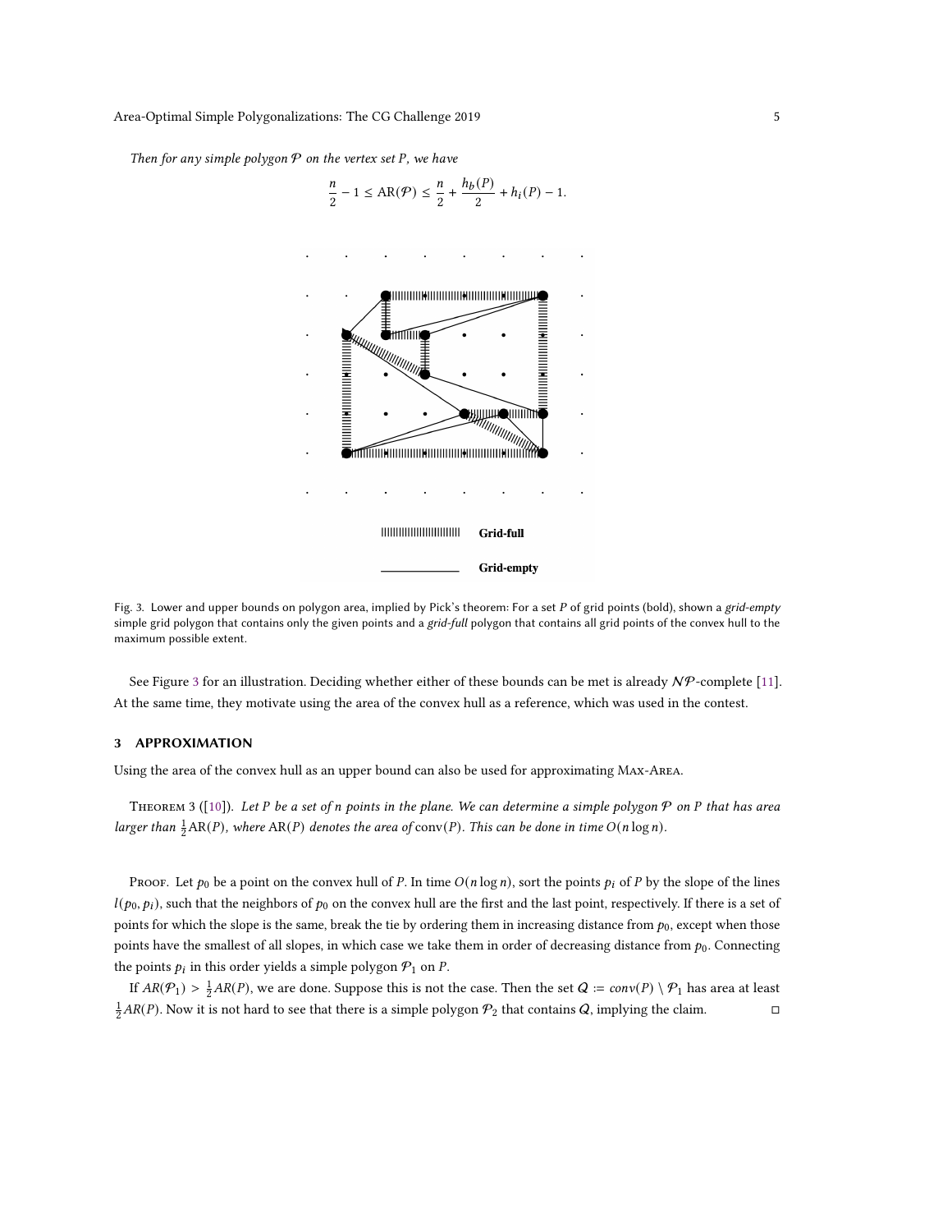*Then for any simple polygon $\mathcal{P}$ on the vertex set $P$, we have*

$$\frac{n}{2} - 1 \leq \text{AR}(\mathcal{P}) \leq \frac{n}{2} + \frac{h_b(P)}{2} + h_i(P) - 1.$$

Fig. 3. Lower and upper bounds on polygon area, implied by Pick's theorem: For a set $P$ of grid points (bold), shown a *grid-empty* simple grid polygon that contains only the given points and a *grid-full* polygon that contains all grid points of the convex hull to the maximum possible extent.

See Figure 3 for an illustration. Deciding whether either of these bounds can be met is already $\mathcal{NP}$-complete [11]. At the same time, they motivate using the area of the convex hull as a reference, which was used in the contest.

## 3 APPROXIMATION

Using the area of the convex hull as an upper bound can also be used for approximating MAX-AREA.

THEOREM 3 ([10]). *Let $P$ be a set of $n$ points in the plane. We can determine a simple polygon $\mathcal{P}$ on $P$ that has area larger than $\frac{1}{2}\text{AR}(P)$, where $\text{AR}(P)$ denotes the area of $\text{conv}(P)$. This can be done in time $O(n \log n)$.*

PROOF. Let $p_0$ be a point on the convex hull of $P$. In time $O(n \log n)$, sort the points $p_i$ of $P$ by the slope of the lines $l(p_0, p_i)$, such that the neighbors of $p_0$ on the convex hull are the first and the last point, respectively. If there is a set of points for which the slope is the same, break the tie by ordering them in increasing distance from $p_0$, except when those points have the smallest of all slopes, in which case we take them in order of decreasing distance from $p_0$. Connecting the points $p_i$ in this order yields a simple polygon $\mathcal{P}_1$ on $P$.

If $AR(\mathcal{P}_1) > \frac{1}{2}AR(P)$, we are done. Suppose this is not the case. Then the set $Q := conv(P) \setminus \mathcal{P}_1$ has area at least $\frac{1}{2}AR(P)$. Now it is not hard to see that there is a simple polygon $\mathcal{P}_2$ that contains $Q$, implying the claim. □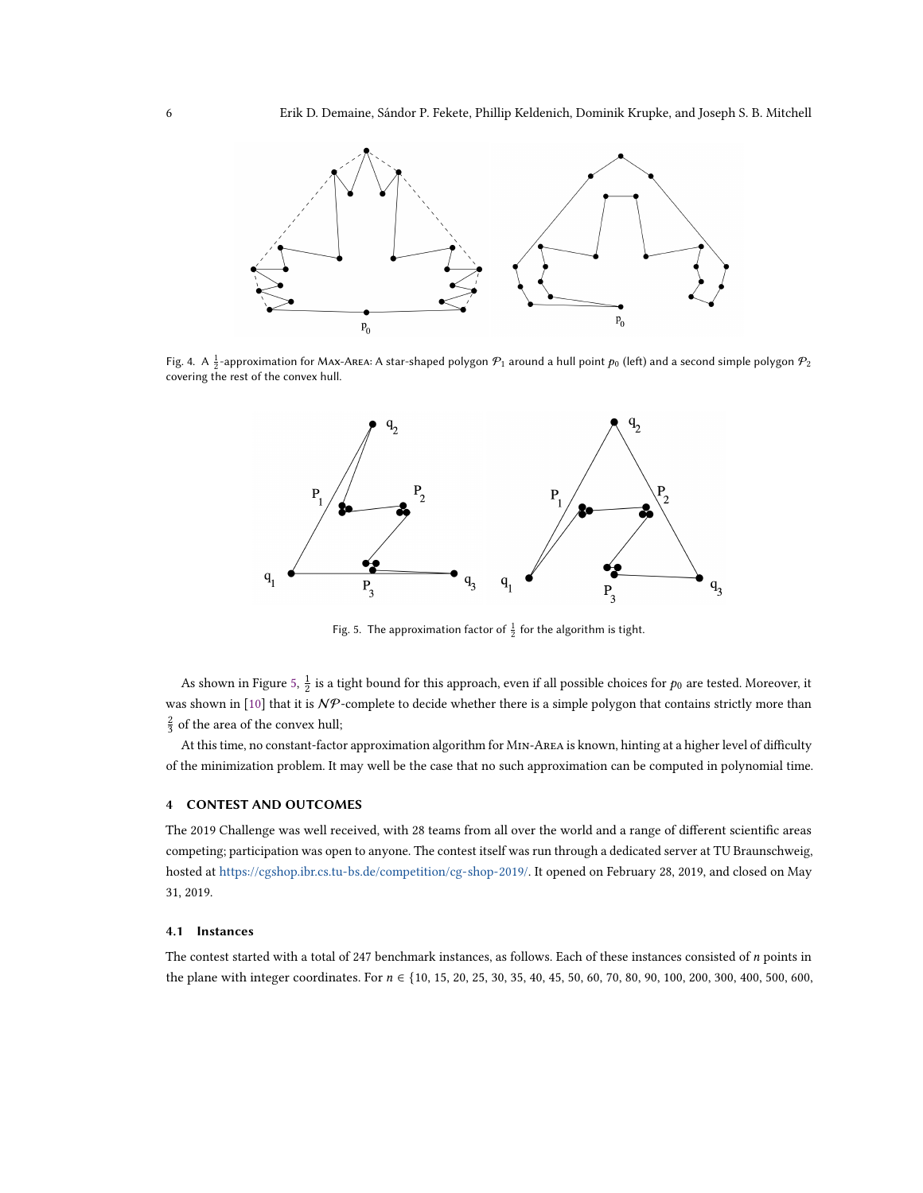Fig. 4. A $\frac{1}{2}$-approximation for Max-Area: A star-shaped polygon $\mathcal{P}_1$ around a hull point $p_0$ (left) and a second simple polygon $\mathcal{P}_2$ covering the rest of the convex hull.

Fig. 5. The approximation factor of $\frac{1}{2}$ for the algorithm is tight.

As shown in Figure 5, $\frac{1}{2}$ is a tight bound for this approach, even if all possible choices for $p_0$ are tested. Moreover, it was shown in [10] that it is $\mathcal{NP}$-complete to decide whether there is a simple polygon that contains strictly more than $\frac{2}{3}$ of the area of the convex hull;

At this time, no constant-factor approximation algorithm for Min-Area is known, hinting at a higher level of difficulty of the minimization problem. It may well be the case that no such approximation can be computed in polynomial time.

## 4 CONTEST AND OUTCOMES

The 2019 Challenge was well received, with 28 teams from all over the world and a range of different scientific areas competing; participation was open to anyone. The contest itself was run through a dedicated server at TU Braunschweig, hosted at https://cgshop.ibr.cs.tu-bs.de/competition/cg-shop-2019/. It opened on February 28, 2019, and closed on May 31, 2019.

### 4.1 Instances

The contest started with a total of 247 benchmark instances, as follows. Each of these instances consisted of $n$ points in the plane with integer coordinates. For $n \in \{10, 15, 20, 25, 30, 35, 40, 45, 50, 60, 70, 80, 90, 100, 200, 300, 400, 500, 600,$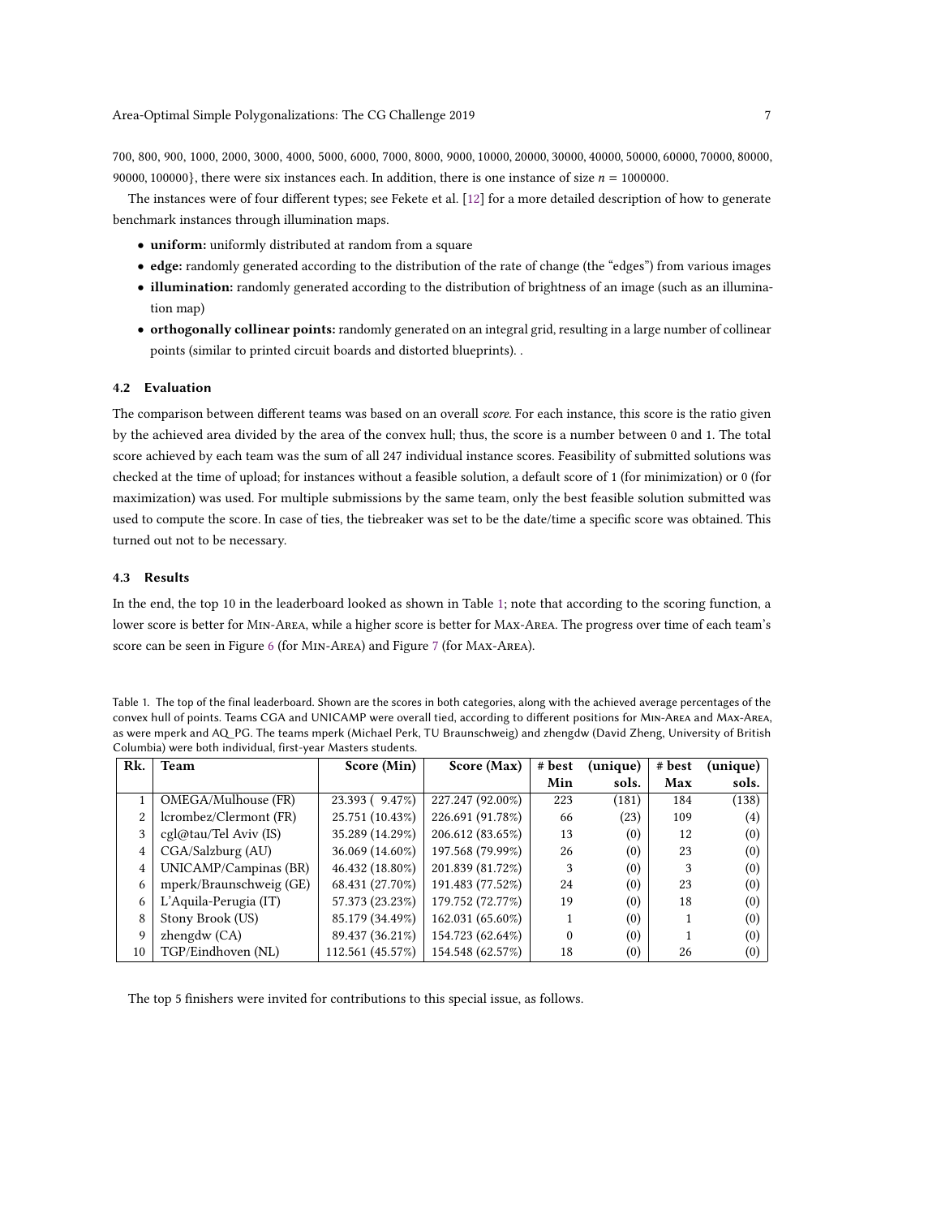700, 800, 900, 1000, 2000, 3000, 4000, 5000, 6000, 7000, 8000, 9000, 10000, 20000, 30000, 40000, 50000, 60000, 70000, 80000, 90000, 100000}, there were six instances each. In addition, there is one instance of size $n = 1000000$.

The instances were of four different types; see Fekete et al. [12] for a more detailed description of how to generate benchmark instances through illumination maps.

- **uniform:** uniformly distributed at random from a square
- **edge:** randomly generated according to the distribution of the rate of change (the "edges") from various images
- **illumination:** randomly generated according to the distribution of brightness of an image (such as an illumination map)
- **orthogonally collinear points:** randomly generated on an integral grid, resulting in a large number of collinear points (similar to printed circuit boards and distorted blueprints). .

### 4.2 Evaluation

The comparison between different teams was based on an overall *score*. For each instance, this score is the ratio given by the achieved area divided by the area of the convex hull; thus, the score is a number between 0 and 1. The total score achieved by each team was the sum of all 247 individual instance scores. Feasibility of submitted solutions was checked at the time of upload; for instances without a feasible solution, a default score of 1 (for minimization) or 0 (for maximization) was used. For multiple submissions by the same team, only the best feasible solution submitted was used to compute the score. In case of ties, the tiebreaker was set to be the date/time a specific score was obtained. This turned out not to be necessary.

### 4.3 Results

In the end, the top 10 in the leaderboard looked as shown in Table 1; note that according to the scoring function, a lower score is better for Min-Area, while a higher score is better for Max-Area. The progress over time of each team's score can be seen in Figure 6 (for Min-Area) and Figure 7 (for Max-Area).

Table 1. The top of the final leaderboard. Shown are the scores in both categories, along with the achieved average percentages of the convex hull of points. Teams CGA and UNICAMP were overall tied, according to different positions for Min-Area and Max-Area, as were mperk and AQ_PG. The teams mperk (Michael Perk, TU Braunschweig) and zhengdw (David Zheng, University of British Columbia) were both individual, first-year Masters students.

| Rk. | Team | Score (Min) | Score (Max) | # best Min | (unique) sols. | # best Max | (unique) sols. |
|---|---|---|---|---|---|---|---|
| 1 | OMEGA/Mulhouse (FR) | 23.393 ( 9.47%) | 227.247 (92.00%) | 223 | (181) | 184 | (138) |
| 2 | lcrombez/Clermont (FR) | 25.751 (10.43%) | 226.691 (91.78%) | 66 | (23) | 109 | (4) |
| 3 | cgl@tau/Tel Aviv (IS) | 35.289 (14.29%) | 206.612 (83.65%) | 13 | (0) | 12 | (0) |
| 4 | CGA/Salzburg (AU) | 36.069 (14.60%) | 197.568 (79.99%) | 26 | (0) | 23 | (0) |
| 4 | UNICAMP/Campinas (BR) | 46.432 (18.80%) | 201.839 (81.72%) | 3 | (0) | 3 | (0) |
| 6 | mperk/Braunschweig (GE) | 68.431 (27.70%) | 191.483 (77.52%) | 24 | (0) | 23 | (0) |
| 6 | L'Aquila-Perugia (IT) | 57.373 (23.23%) | 179.752 (72.77%) | 19 | (0) | 18 | (0) |
| 8 | Stony Brook (US) | 85.179 (34.49%) | 162.031 (65.60%) | 1 | (0) | 1 | (0) |
| 9 | zhengdw (CA) | 89.437 (36.21%) | 154.723 (62.64%) | 0 | (0) | 1 | (0) |
| 10 | TGP/Eindhoven (NL) | 112.561 (45.57%) | 154.548 (62.57%) | 18 | (0) | 26 | (0) |

The top 5 finishers were invited for contributions to this special issue, as follows.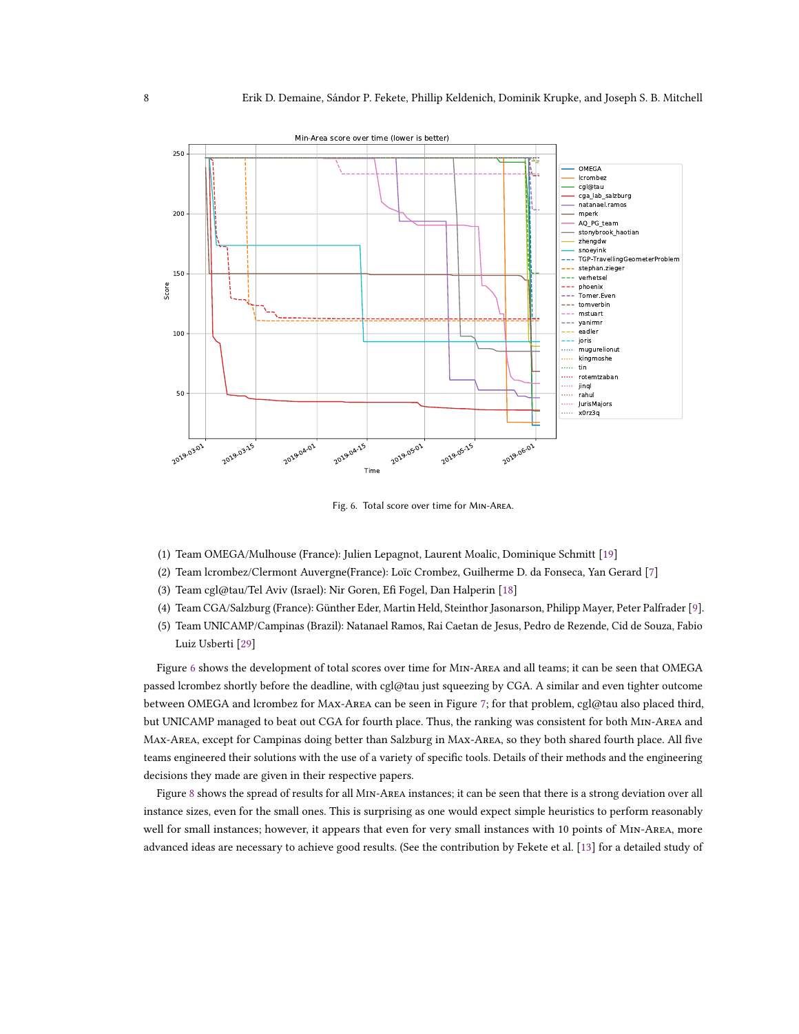Fig. 6. Total score over time for Min-Area.

(1) Team OMEGA/Mulhouse (France): Julien Lepagnot, Laurent Moalic, Dominique Schmitt [19]
(2) Team lcrombez/Clermont Auvergne(France): Loïc Crombez, Guilherme D. da Fonseca, Yan Gerard [7]
(3) Team cgl@tau/Tel Aviv (Israel): Nir Goren, Efi Fogel, Dan Halperin [18]
(4) Team CGA/Salzburg (France): Günther Eder, Martin Held, Steinthor Jasonarson, Philipp Mayer, Peter Palfrader [9].
(5) Team UNICAMP/Campinas (Brazil): Natanael Ramos, Rai Caetan de Jesus, Pedro de Rezende, Cid de Souza, Fabio Luiz Usberti [29]

Figure 6 shows the development of total scores over time for Min-Area and all teams; it can be seen that OMEGA passed lcrombez shortly before the deadline, with cgl@tau just squeezing by CGA. A similar and even tighter outcome between OMEGA and lcrombez for Max-Area can be seen in Figure 7; for that problem, cgl@tau also placed third, but UNICAMP managed to beat out CGA for fourth place. Thus, the ranking was consistent for both Min-Area and Max-Area, except for Campinas doing better than Salzburg in Max-Area, so they both shared fourth place. All five teams engineered their solutions with the use of a variety of specific tools. Details of their methods and the engineering decisions they made are given in their respective papers.

Figure 8 shows the spread of results for all Min-Area instances; it can be seen that there is a strong deviation over all instance sizes, even for the small ones. This is surprising as one would expect simple heuristics to perform reasonably well for small instances; however, it appears that even for very small instances with 10 points of Min-Area, more advanced ideas are necessary to achieve good results. (See the contribution by Fekete et al. [13] for a detailed study of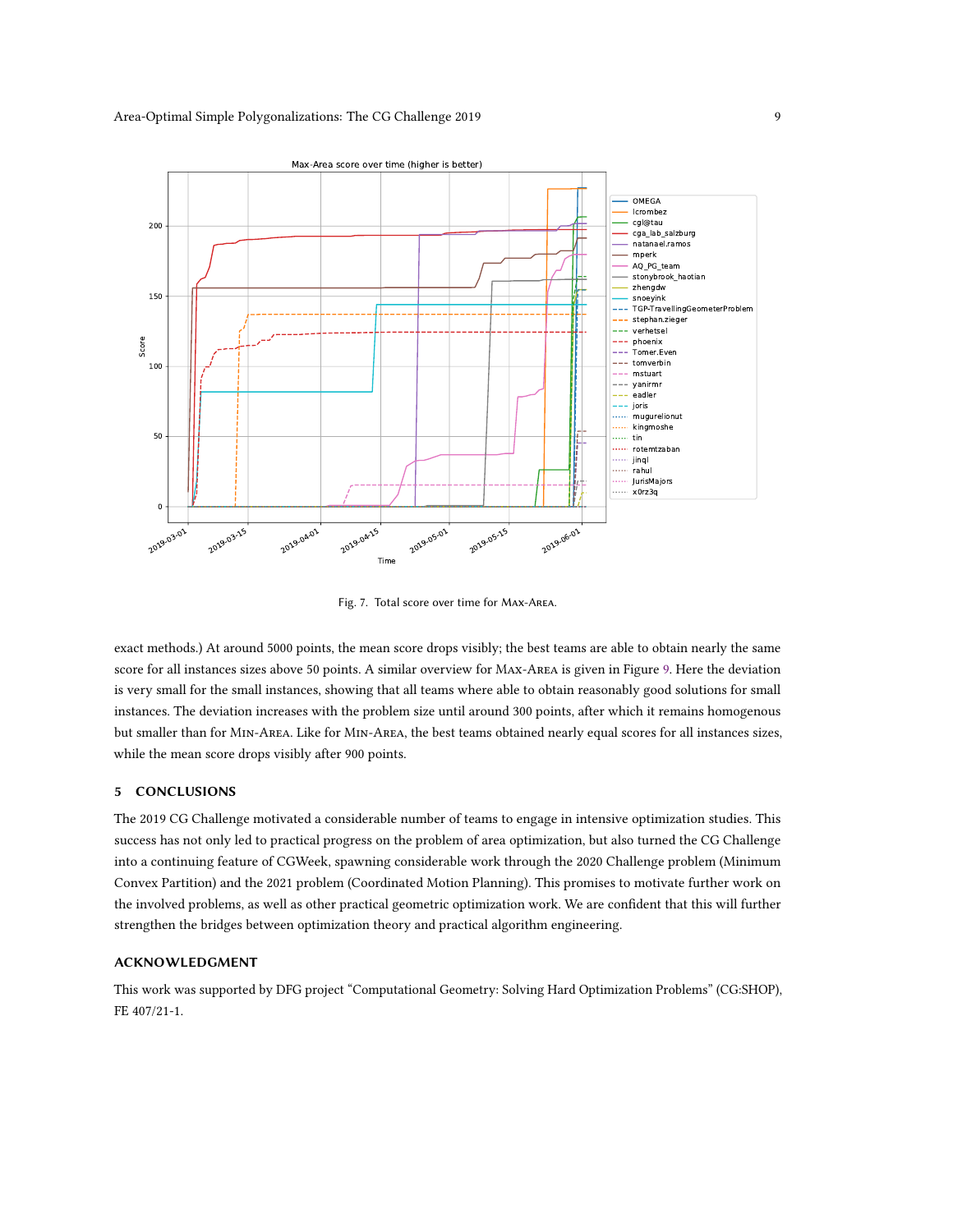Fig. 7. Total score over time for Max-Area.

exact methods.) At around 5000 points, the mean score drops visibly; the best teams are able to obtain nearly the same score for all instances sizes above 50 points. A similar overview for Max-Area is given in Figure 9. Here the deviation is very small for the small instances, showing that all teams where able to obtain reasonably good solutions for small instances. The deviation increases with the problem size until around 300 points, after which it remains homogenous but smaller than for Min-Area. Like for Min-Area, the best teams obtained nearly equal scores for all instances sizes, while the mean score drops visibly after 900 points.

## 5 CONCLUSIONS

The 2019 CG Challenge motivated a considerable number of teams to engage in intensive optimization studies. This success has not only led to practical progress on the problem of area optimization, but also turned the CG Challenge into a continuing feature of CGWeek, spawning considerable work through the 2020 Challenge problem (Minimum Convex Partition) and the 2021 problem (Coordinated Motion Planning). This promises to motivate further work on the involved problems, as well as other practical geometric optimization work. We are confident that this will further strengthen the bridges between optimization theory and practical algorithm engineering.

## ACKNOWLEDGMENT

This work was supported by DFG project "Computational Geometry: Solving Hard Optimization Problems" (CG:SHOP), FE 407/21-1.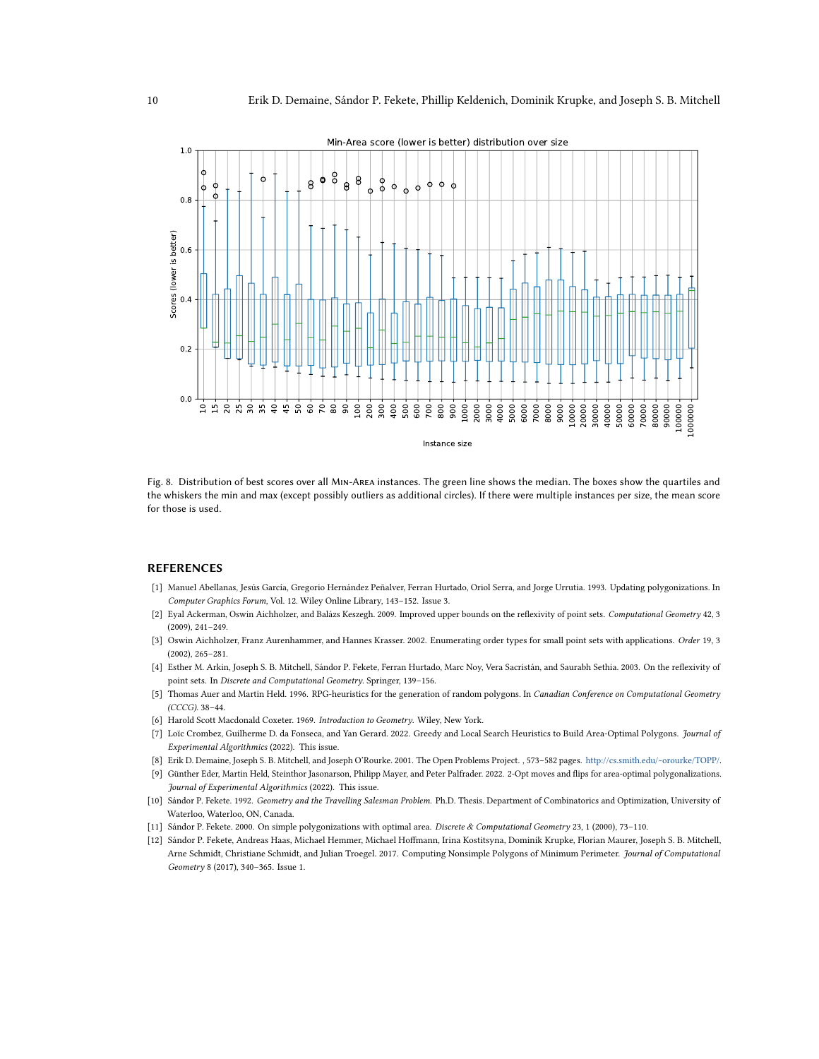Fig. 8. Distribution of best scores over all Min-Area instances. The green line shows the median. The boxes show the quartiles and the whiskers the min and max (except possibly outliers as additional circles). If there were multiple instances per size, the mean score for those is used.

## REFERENCES

- [1] Manuel Abellanas, Jesús García, Gregorio Hernández Peñalver, Ferran Hurtado, Oriol Serra, and Jorge Urrutia. 1993. Updating polygonizations. In *Computer Graphics Forum*, Vol. 12. Wiley Online Library, 143–152. Issue 3.
- [2] Eyal Ackerman, Oswin Aichholzer, and Balázs Keszegh. 2009. Improved upper bounds on the reflexivity of point sets. *Computational Geometry* 42, 3 (2009), 241–249.
- [3] Oswin Aichholzer, Franz Aurenhammer, and Hannes Krasser. 2002. Enumerating order types for small point sets with applications. *Order* 19, 3 (2002), 265–281.
- [4] Esther M. Arkin, Joseph S. B. Mitchell, Sándor P. Fekete, Ferran Hurtado, Marc Noy, Vera Sacristán, and Saurabh Sethia. 2003. On the reflexivity of point sets. In *Discrete and Computational Geometry*. Springer, 139–156.
- [5] Thomas Auer and Martin Held. 1996. RPG-heuristics for the generation of random polygons. In *Canadian Conference on Computational Geometry (CCCG)*. 38–44.
- [6] Harold Scott Macdonald Coxeter. 1969. *Introduction to Geometry*. Wiley, New York.
- [7] Loïc Crombez, Guilherme D. da Fonseca, and Yan Gerard. 2022. Greedy and Local Search Heuristics to Build Area-Optimal Polygons. *Journal of Experimental Algorithmics* (2022). This issue.
- [8] Erik D. Demaine, Joseph S. B. Mitchell, and Joseph O'Rourke. 2001. The Open Problems Project. , 573–582 pages. http://cs.smith.edu/~orourke/TOPP/.
- [9] Günther Eder, Martin Held, Steinthor Jasonarson, Philipp Mayer, and Peter Palfrader. 2022. 2-Opt moves and flips for area-optimal polygonalizations. *Journal of Experimental Algorithmics* (2022). This issue.
- [10] Sándor P. Fekete. 1992. *Geometry and the Travelling Salesman Problem*. Ph.D. Thesis. Department of Combinatorics and Optimization, University of Waterloo, Waterloo, ON, Canada.
- [11] Sándor P. Fekete. 2000. On simple polygonizations with optimal area. *Discrete & Computational Geometry* 23, 1 (2000), 73–110.
- [12] Sándor P. Fekete, Andreas Haas, Michael Hemmer, Michael Hoffmann, Irina Kostitsyna, Dominik Krupke, Florian Maurer, Joseph S. B. Mitchell, Arne Schmidt, Christiane Schmidt, and Julian Troegel. 2017. Computing Nonsimple Polygons of Minimum Perimeter. *Journal of Computational Geometry* 8 (2017), 340–365. Issue 1.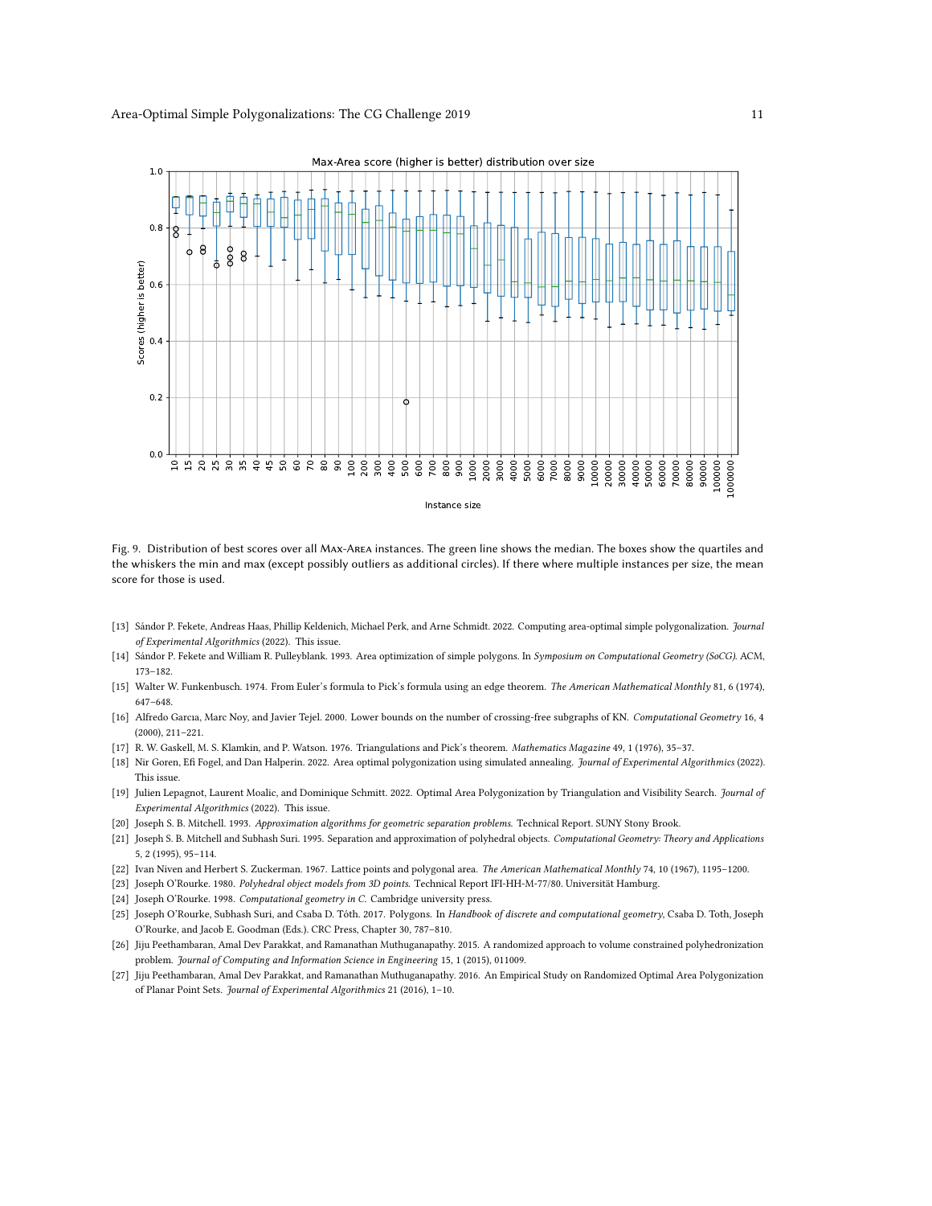Fig. 9. Distribution of best scores over all Max-Area instances. The green line shows the median. The boxes show the quartiles and the whiskers the min and max (except possibly outliers as additional circles). If there where multiple instances per size, the mean score for those is used.

[13] Sándor P. Fekete, Andreas Haas, Phillip Keldenich, Michael Perk, and Arne Schmidt. 2022. Computing area-optimal simple polygonalization. *Journal of Experimental Algorithmics* (2022). This issue.

[14] Sándor P. Fekete and William R. Pulleyblank. 1993. Area optimization of simple polygons. In *Symposium on Computational Geometry (SoCG)*. ACM, 173–182.

[15] Walter W. Funkenbusch. 1974. From Euler's formula to Pick's formula using an edge theorem. *The American Mathematical Monthly* 81, 6 (1974), 647–648.

[16] Alfredo Garcıa, Marc Noy, and Javier Tejel. 2000. Lower bounds on the number of crossing-free subgraphs of KN. *Computational Geometry* 16, 4 (2000), 211–221.

[17] R. W. Gaskell, M. S. Klamkin, and P. Watson. 1976. Triangulations and Pick's theorem. *Mathematics Magazine* 49, 1 (1976), 35–37.

[18] Nir Goren, Efi Fogel, and Dan Halperin. 2022. Area optimal polygonization using simulated annealing. *Journal of Experimental Algorithmics* (2022). This issue.

[19] Julien Lepagnot, Laurent Moalic, and Dominique Schmitt. 2022. Optimal Area Polygonization by Triangulation and Visibility Search. *Journal of Experimental Algorithmics* (2022). This issue.

[20] Joseph S. B. Mitchell. 1993. *Approximation algorithms for geometric separation problems.* Technical Report. SUNY Stony Brook.

[21] Joseph S. B. Mitchell and Subhash Suri. 1995. Separation and approximation of polyhedral objects. *Computational Geometry: Theory and Applications* 5, 2 (1995), 95–114.

[22] Ivan Niven and Herbert S. Zuckerman. 1967. Lattice points and polygonal area. *The American Mathematical Monthly* 74, 10 (1967), 1195–1200.

[23] Joseph O'Rourke. 1980. *Polyhedral object models from 3D points.* Technical Report IFI-HH-M-77/80. Universität Hamburg.

[24] Joseph O'Rourke. 1998. *Computational geometry in C.* Cambridge university press.

[25] Joseph O'Rourke, Subhash Suri, and Csaba D. Tóth. 2017. Polygons. In *Handbook of discrete and computational geometry*, Csaba D. Toth, Joseph O'Rourke, and Jacob E. Goodman (Eds.). CRC Press, Chapter 30, 787–810.

[26] Jiju Peethambaran, Amal Dev Parakkat, and Ramanathan Muthuganapathy. 2015. A randomized approach to volume constrained polyhedronization problem. *Journal of Computing and Information Science in Engineering* 15, 1 (2015), 011009.

[27] Jiju Peethambaran, Amal Dev Parakkat, and Ramanathan Muthuganapathy. 2016. An Empirical Study on Randomized Optimal Area Polygonization of Planar Point Sets. *Journal of Experimental Algorithmics* 21 (2016), 1–10.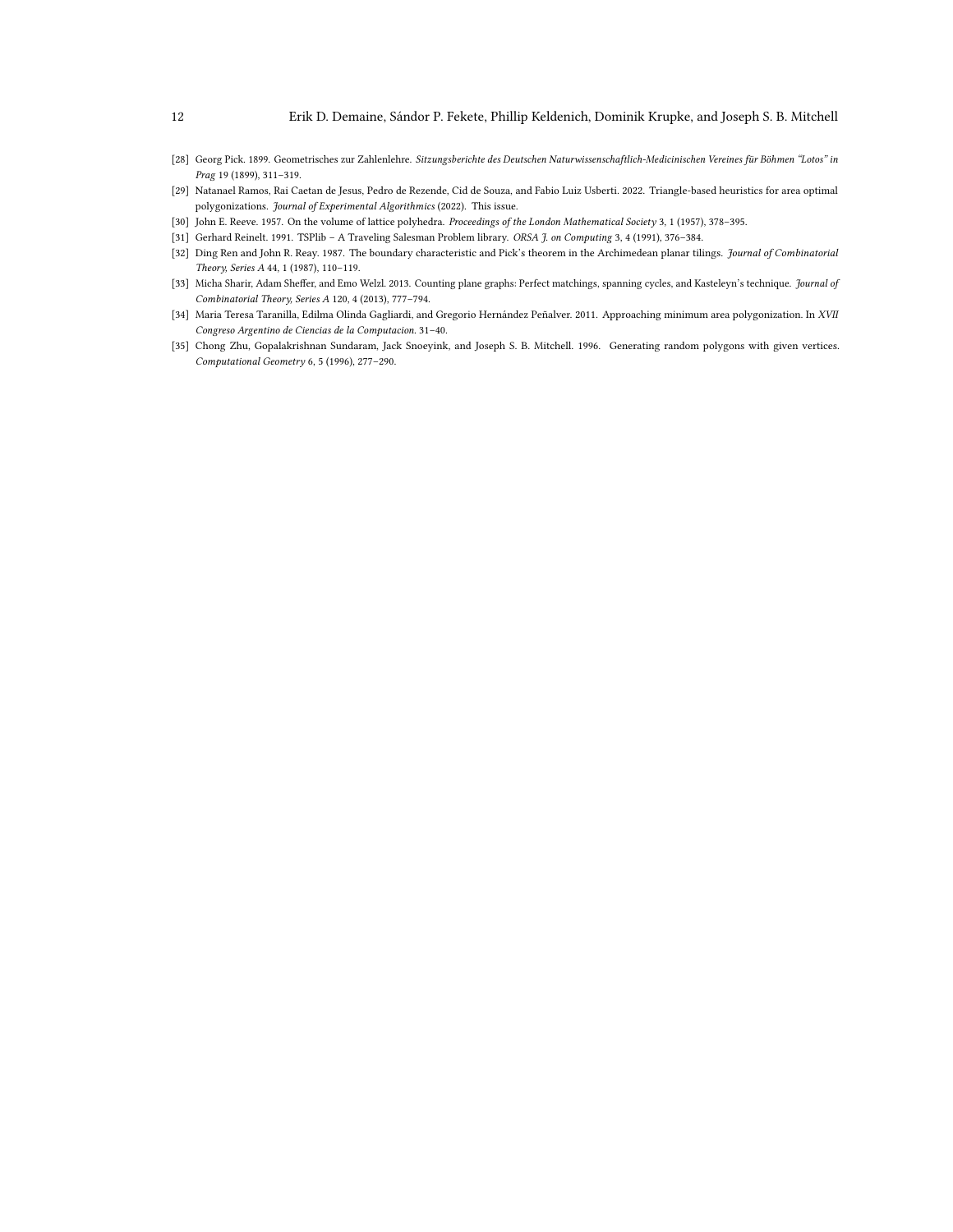[28] Georg Pick. 1899. Geometrisches zur Zahlenlehre. *Sitzungsberichte des Deutschen Naturwissenschaftlich-Medicinischen Vereines für Böhmen "Lotos" in Prag* 19 (1899), 311–319.

[29] Natanael Ramos, Rai Caetan de Jesus, Pedro de Rezende, Cid de Souza, and Fabio Luiz Usberti. 2022. Triangle-based heuristics for area optimal polygonizations. *Journal of Experimental Algorithmics* (2022). This issue.

[30] John E. Reeve. 1957. On the volume of lattice polyhedra. *Proceedings of the London Mathematical Society* 3, 1 (1957), 378–395.

[31] Gerhard Reinelt. 1991. TSPlib – A Traveling Salesman Problem library. *ORSA J. on Computing* 3, 4 (1991), 376–384.

[32] Ding Ren and John R. Reay. 1987. The boundary characteristic and Pick's theorem in the Archimedean planar tilings. *Journal of Combinatorial Theory, Series A* 44, 1 (1987), 110–119.

[33] Micha Sharir, Adam Sheffer, and Emo Welzl. 2013. Counting plane graphs: Perfect matchings, spanning cycles, and Kasteleyn's technique. *Journal of Combinatorial Theory, Series A* 120, 4 (2013), 777–794.

[34] Maria Teresa Taranilla, Edilma Olinda Gagliardi, and Gregorio Hernández Peñalver. 2011. Approaching minimum area polygonization. In *XVII Congreso Argentino de Ciencias de la Computacion*. 31–40.

[35] Chong Zhu, Gopalakrishnan Sundaram, Jack Snoeyink, and Joseph S. B. Mitchell. 1996. Generating random polygons with given vertices. *Computational Geometry* 6, 5 (1996), 277–290.